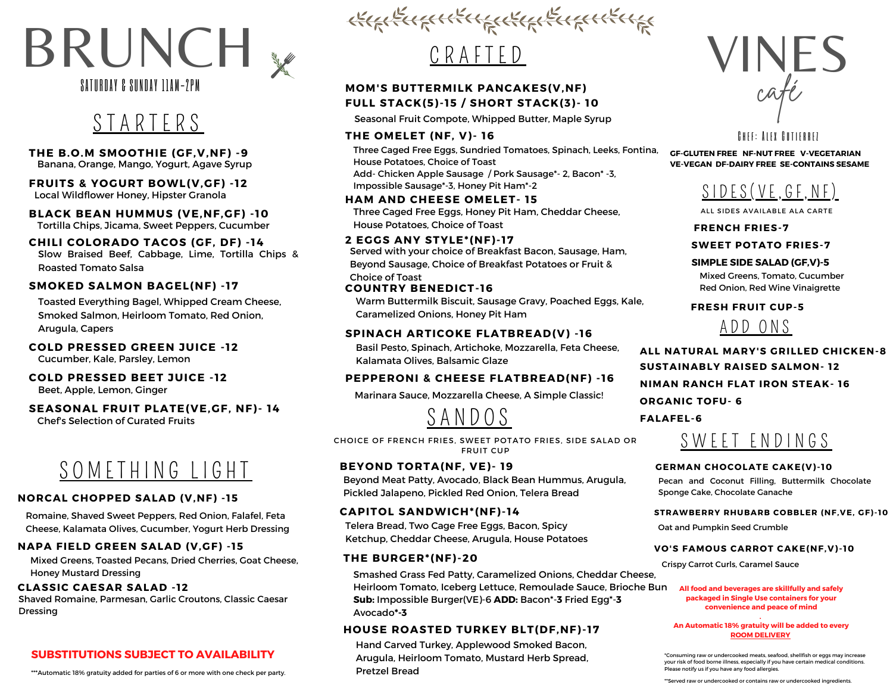# BRUNCH

SATURDAY & SUNDAY 11AM-2PM

## STARTERS

**THE B.O.M SMOOTHIE (GF,V,NF) -9**
Banana, Orange, Mango, Yogurt, Agave Syrup

**FRUITS & YOGURT BOWL(V,GF) -12**
Local Wildflower Honey, Hipster Granola

**BLACK BEAN HUMMUS (VE,NF,GF) -10**
Tortilla Chips, Jicama, Sweet Peppers, Cucumber

**CHILI COLORADO TACOS (GF, DF) -14**
Slow Braised Beef, Cabbage, Lime, Tortilla Chips & Roasted Tomato Salsa

**SMOKED SALMON BAGEL(NF) -17**
Toasted Everything Bagel, Whipped Cream Cheese, Smoked Salmon, Heirloom Tomato, Red Onion, Arugula, Capers

**COLD PRESSED GREEN JUICE -12**
Cucumber, Kale, Parsley, Lemon

**COLD PRESSED BEET JUICE -12**
Beet, Apple, Lemon, Ginger

**SEASONAL FRUIT PLATE(VE,GF, NF)- 14**
Chef's Selection of Curated Fruits

## SOMETHING LIGHT

**NORCAL CHOPPED SALAD (V,NF) -15**
Romaine, Shaved Sweet Peppers, Red Onion, Falafel, Feta Cheese, Kalamata Olives, Cucumber, Yogurt Herb Dressing

**NAPA FIELD GREEN SALAD (V,GF) -15**
Mixed Greens, Toasted Pecans, Dried Cherries, Goat Cheese, Honey Mustard Dressing

**CLASSIC CAESAR SALAD -12**
Shaved Romaine, Parmesan, Garlic Croutons, Classic Caesar Dressing

**SUBSTITUTIONS SUBJECT TO AVAILABILITY**

***Automatic 18% gratuity added for parties of 6 or more with one check per party.

## CRAFTED

**MOM'S BUTTERMILK PANCAKES(V,NF)**
**FULL STACK(5)-15 / SHORT STACK(3)- 10**
Seasonal Fruit Compote, Whipped Butter, Maple Syrup

**THE OMELET (NF, V)- 16**
Three Caged Free Eggs, Sundried Tomatoes, Spinach, Leeks, Fontina, House Potatoes, Choice of Toast
Add- Chicken Apple Sausage / Pork Sausage*- 2, Bacon* -3, Impossible Sausage*-3, Honey Pit Ham*-2

**HAM AND CHEESE OMELET- 15**
Three Caged Free Eggs, Honey Pit Ham, Cheddar Cheese, House Potatoes, Choice of Toast

**2 EGGS ANY STYLE*(NF)-17**
Served with your choice of Breakfast Bacon, Sausage, Ham, Beyond Sausage, Choice of Breakfast Potatoes or Fruit & Choice of Toast

**COUNTRY BENEDICT-16**
Warm Buttermilk Biscuit, Sausage Gravy, Poached Eggs, Kale, Caramelized Onions, Honey Pit Ham

**SPINACH ARTICOKE FLATBREAD(V) -16**
Basil Pesto, Spinach, Artichoke, Mozzarella, Feta Cheese, Kalamata Olives, Balsamic Glaze

**PEPPERONI & CHEESE FLATBREAD(NF) -16**
Marinara Sauce, Mozzarella Cheese, A Simple Classic!

## SANDOS

CHOICE OF FRENCH FRIES, SWEET POTATO FRIES, SIDE SALAD OR FRUIT CUP

**BEYOND TORTA(NF, VE)- 19**
Beyond Meat Patty, Avocado, Black Bean Hummus, Arugula, Pickled Jalapeno, Pickled Red Onion, Telera Bread

**CAPITOL SANDWICH*(NF)-14**
Telera Bread, Two Cage Free Eggs, Bacon, Spicy Ketchup, Cheddar Cheese, Arugula, House Potatoes

**THE BURGER*(NF)-20**
Smashed Grass Fed Patty, Caramelized Onions, Cheddar Cheese, Heirloom Tomato, Iceberg Lettuce, Remoulade Sauce, Brioche Bun
**Sub:** Impossible Burger(VE)-6 **ADD:** Bacon*-**3** Fried Egg*-**3** Avocado***-3**

**HOUSE ROASTED TURKEY BLT(DF,NF)-17**
Hand Carved Turkey, Applewood Smoked Bacon, Arugula, Heirloom Tomato, Mustard Herb Spread, Pretzel Bread

# VINES café

CHEF: ALEX GUTIERREZ

GF-GLUTEN FREE NF-NUT FREE V-VEGETARIAN
VE-VEGAN DF-DAIRY FREE SE-CONTAINS SESAME

## SIDES(VE,GF,NF)

ALL SIDES AVAILABLE ALA CARTE

**FRENCH FRIES-7**

**SWEET POTATO FRIES-7**

**SIMPLE SIDE SALAD (GF,V)-5**
Mixed Greens, Tomato, Cucumber Red Onion, Red Wine Vinaigrette

**FRESH FRUIT CUP-5**

## ADD ONS

**ALL NATURAL MARY'S GRILLED CHICKEN-8**

**SUSTAINABLY RAISED SALMON- 12**

**NIMAN RANCH FLAT IRON STEAK- 16**

**ORGANIC TOFU- 6**

**FALAFEL-6**

## SWEET ENDINGS

**GERMAN CHOCOLATE CAKE(V)-10**
Pecan and Coconut Filling, Buttermilk Chocolate Sponge Cake, Chocolate Ganache

**STRAWBERRY RHUBARB COBBLER (NF,VE, GF)-10**
Oat and Pumpkin Seed Crumble

**VO'S FAMOUS CARROT CAKE(NF,V)-10**
Crispy Carrot Curls, Caramel Sauce

**All food and beverages are skillfully and safely packaged in Single Use containers for your convenience and peace of mind**

**An Automatic 18% gratuity will be added to every ROOM DELIVERY**

*Consuming raw or undercooked meats, seafood, shellfish or eggs may increase your risk of food borne illness, especially if you have certain medical conditions. Please notify us if you have any food allergies.

**Served raw or undercooked or contains raw or undercooked ingredients.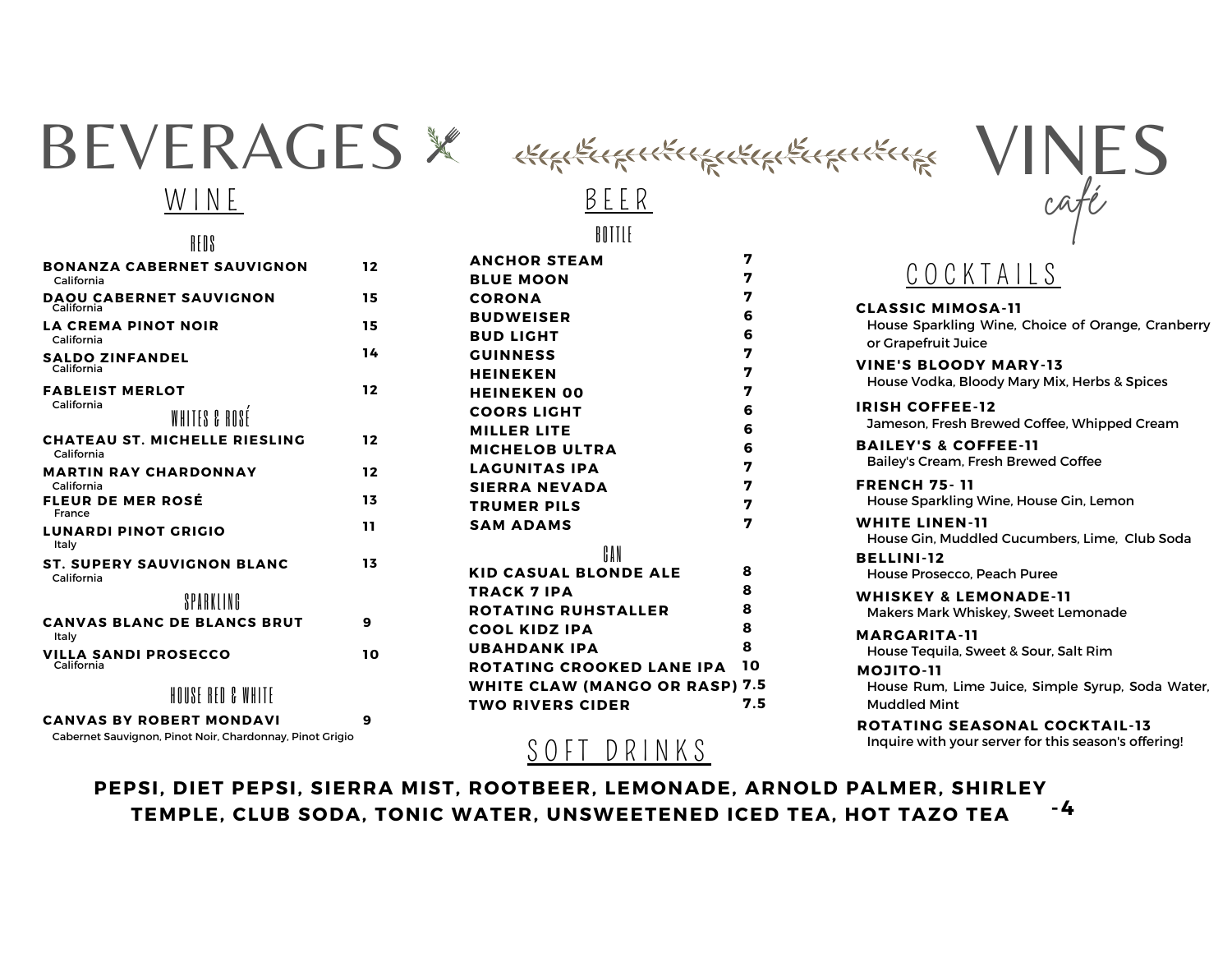# BEVERAGES

# VINES
café

## WINE

### REDS

| | |
|---|---|
| **BONANZA CABERNET SAUVIGNON** California | 12 |
| **DAOU CABERNET SAUVIGNON** California | 15 |
| **LA CREMA PINOT NOIR** California | 15 |
| **SALDO ZINFANDEL** California | 14 |
| **FABLEIST MERLOT** California | 12 |

### WHITES & ROSÉ

| | |
|---|---|
| **CHATEAU ST. MICHELLE RIESLING** California | 12 |
| **MARTIN RAY CHARDONNAY** California | 12 |
| **FLEUR DE MER ROSÉ** France | 13 |
| **LUNARDI PINOT GRIGIO** Italy | 11 |
| **ST. SUPERY SAUVIGNON BLANC** California | 13 |

### SPARKLING

| | |
|---|---|
| **CANVAS BLANC DE BLANCS BRUT** Italy | 9 |
| **VILLA SANDI PROSECCO** California | 10 |

### HOUSE RED & WHITE

| | |
|---|---|
| **CANVAS BY ROBERT MONDAVI** Cabernet Sauvignon, Pinot Noir, Chardonnay, Pinot Grigio | 9 |

## BEER

### BOTTLE

| | |
|---|---|
| **ANCHOR STEAM** | 7 |
| **BLUE MOON** | 7 |
| **CORONA** | 7 |
| **BUDWEISER** | 6 |
| **BUD LIGHT** | 6 |
| **GUINNESS** | 7 |
| **HEINEKEN** | 7 |
| **HEINEKEN 00** | 7 |
| **COORS LIGHT** | 6 |
| **MILLER LITE** | 6 |
| **MICHELOB ULTRA** | 6 |
| **LAGUNITAS IPA** | 7 |
| **SIERRA NEVADA** | 7 |
| **TRUMER PILS** | 7 |
| **SAM ADAMS** | 7 |

### CAN

| | |
|---|---|
| **KID CASUAL BLONDE ALE** | 8 |
| **TRACK 7 IPA** | 8 |
| **ROTATING RUHSTALLER** | 8 |
| **COOL KIDZ IPA** | 8 |
| **UBAHDANK IPA** | 8 |
| **ROTATING CROOKED LANE IPA** | 10 |
| **WHITE CLAW (MANGO OR RASP)** | 7.5 |
| **TWO RIVERS CIDER** | 7.5 |

## COCKTAILS

**CLASSIC MIMOSA-11**
House Sparkling Wine, Choice of Orange, Cranberry or Grapefruit Juice

**VINE'S BLOODY MARY-13**
House Vodka, Bloody Mary Mix, Herbs & Spices

**IRISH COFFEE-12**
Jameson, Fresh Brewed Coffee, Whipped Cream

**BAILEY'S & COFFEE-11**
Bailey's Cream, Fresh Brewed Coffee

**FRENCH 75- 11**
House Sparkling Wine, House Gin, Lemon

**WHITE LINEN-11**
House Gin, Muddled Cucumbers, Lime, Club Soda

**BELLINI-12**
House Prosecco, Peach Puree

**WHISKEY & LEMONADE-11**
Makers Mark Whiskey, Sweet Lemonade

**MARGARITA-11**
House Tequila, Sweet & Sour, Salt Rim

**MOJITO-11**
House Rum, Lime Juice, Simple Syrup, Soda Water, Muddled Mint

**ROTATING SEASONAL COCKTAIL-13**
Inquire with your server for this season's offering!

## SOFT DRINKS

**PEPSI, DIET PEPSI, SIERRA MIST, ROOTBEER, LEMONADE, ARNOLD PALMER, SHIRLEY TEMPLE, CLUB SODA, TONIC WATER, UNSWEETENED ICED TEA, HOT TAZO TEA -4**